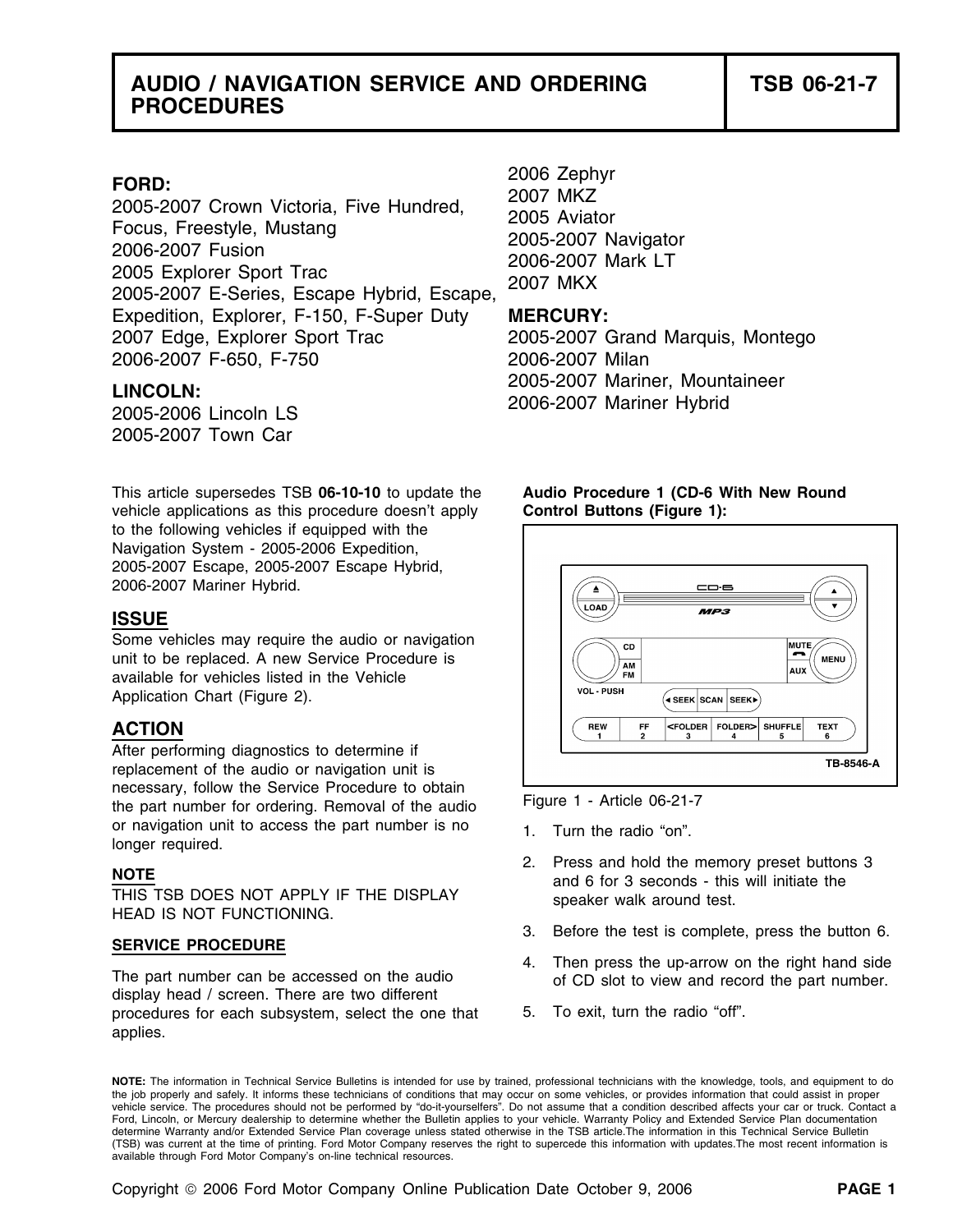# AUDIO / NAVIGATION SERVICE AND ORDERING PROCEDURES

**TSB 06-21-7**

**FORD:**
2005-2007 Crown Victoria, Five Hundred, Focus, Freestyle, Mustang
2006-2007 Fusion
2005 Explorer Sport Trac
2005-2007 E-Series, Escape Hybrid, Escape, Expedition, Explorer, F-150, F-Super Duty
2007 Edge, Explorer Sport Trac
2006-2007 F-650, F-750

**LINCOLN:**
2005-2006 Lincoln LS
2005-2007 Town Car
2006 Zephyr
2007 MKZ
2005 Aviator
2005-2007 Navigator
2006-2007 Mark LT
2007 MKX

**MERCURY:**
2005-2007 Grand Marquis, Montego
2006-2007 Milan
2005-2007 Mariner, Mountaineer
2006-2007 Mariner Hybrid

This article supersedes TSB **06-10-10** to update the vehicle applications as this procedure doesn't apply to the following vehicles if equipped with the Navigation System - 2005-2006 Expedition, 2005-2007 Escape, 2005-2007 Escape Hybrid, 2006-2007 Mariner Hybrid.

## ISSUE

Some vehicles may require the audio or navigation unit to be replaced. A new Service Procedure is available for vehicles listed in the Vehicle Application Chart (Figure 2).

## ACTION

After performing diagnostics to determine if replacement of the audio or navigation unit is necessary, follow the Service Procedure to obtain the part number for ordering. Removal of the audio or navigation unit to access the part number is no longer required.

**NOTE**
THIS TSB DOES NOT APPLY IF THE DISPLAY HEAD IS NOT FUNCTIONING.

**SERVICE PROCEDURE**

The part number can be accessed on the audio display head / screen. There are two different procedures for each subsystem, select the one that applies.

**Audio Procedure 1 (CD-6 With New Round Control Buttons (Figure 1):**

Figure 1 - Article 06-21-7

1. Turn the radio "on".
2. Press and hold the memory preset buttons 3 and 6 for 3 seconds - this will initiate the speaker walk around test.
3. Before the test is complete, press the button 6.
4. Then press the up-arrow on the right hand side of CD slot to view and record the part number.
5. To exit, turn the radio "off".

**NOTE:** The information in Technical Service Bulletins is intended for use by trained, professional technicians with the knowledge, tools, and equipment to do the job properly and safely. It informs these technicians of conditions that may occur on some vehicles, or provides information that could assist in proper vehicle service. The procedures should not be performed by "do-it-yourselfers". Do not assume that a condition described affects your car or truck. Contact a Ford, Lincoln, or Mercury dealership to determine whether the Bulletin applies to your vehicle. Warranty Policy and Extended Service Plan documentation determine Warranty and/or Extended Service Plan coverage unless stated otherwise in the TSB article.The information in this Technical Service Bulletin (TSB) was current at the time of printing. Ford Motor Company reserves the right to supercede this information with updates.The most recent information is available through Ford Motor Company's on-line technical resources.

Copyright © 2006 Ford Motor Company Online Publication Date October 9, 2006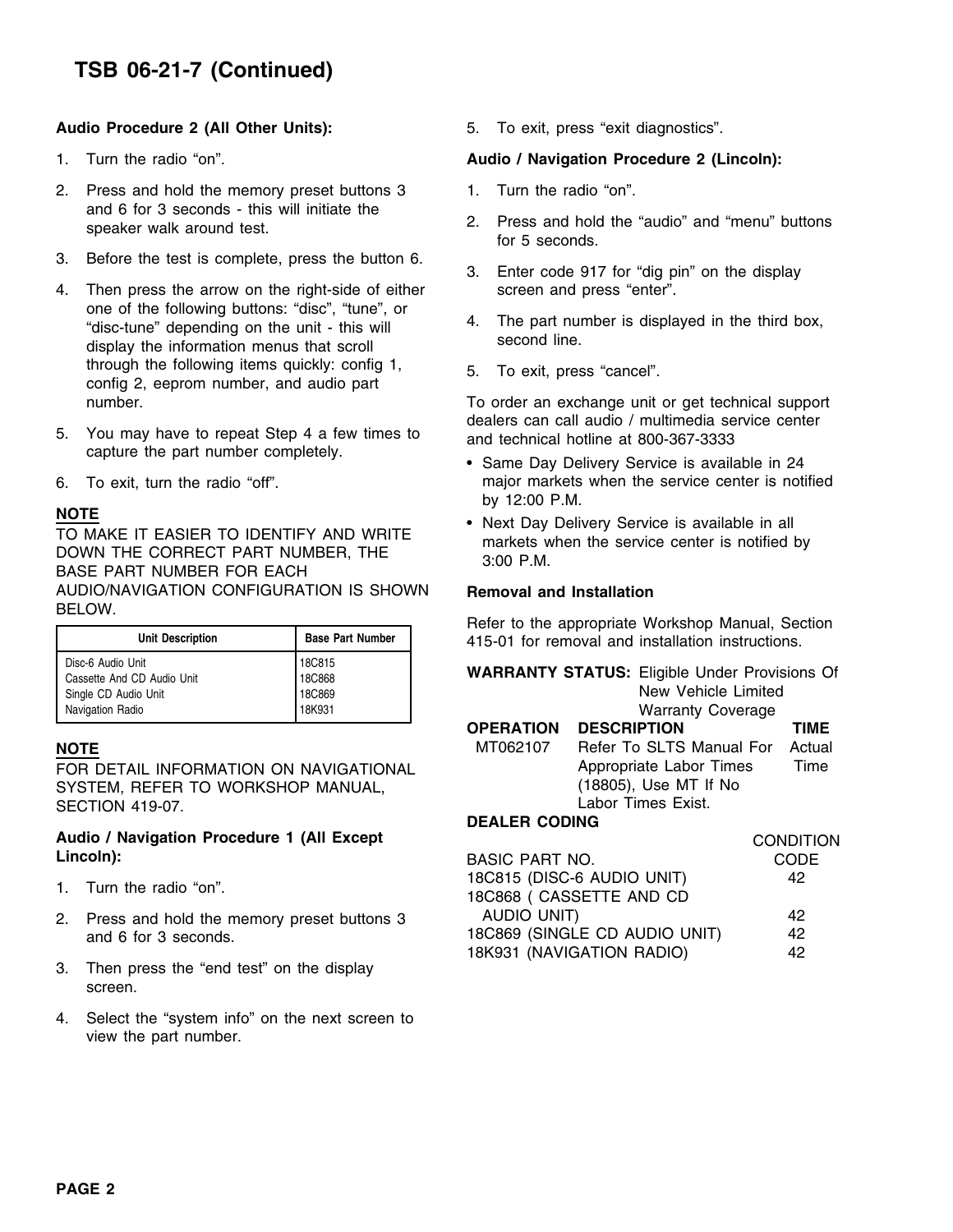# TSB 06-21-7 (Continued)

**Audio Procedure 2 (All Other Units):**

1. Turn the radio "on".
2. Press and hold the memory preset buttons 3 and 6 for 3 seconds - this will initiate the speaker walk around test.
3. Before the test is complete, press the button 6.
4. Then press the arrow on the right-side of either one of the following buttons: "disc", "tune", or "disc-tune" depending on the unit - this will display the information menus that scroll through the following items quickly: config 1, config 2, eeprom number, and audio part number.
5. You may have to repeat Step 4 a few times to capture the part number completely.
6. To exit, turn the radio "off".

**NOTE**
TO MAKE IT EASIER TO IDENTIFY AND WRITE DOWN THE CORRECT PART NUMBER, THE BASE PART NUMBER FOR EACH AUDIO/NAVIGATION CONFIGURATION IS SHOWN BELOW.

| Unit Description | Base Part Number |
|---|---|
| Disc-6 Audio Unit | 18C815 |
| Cassette And CD Audio Unit | 18C868 |
| Single CD Audio Unit | 18C869 |
| Navigation Radio | 18K931 |

**NOTE**
FOR DETAIL INFORMATION ON NAVIGATIONAL SYSTEM, REFER TO WORKSHOP MANUAL, SECTION 419-07.

**Audio / Navigation Procedure 1 (All Except Lincoln):**

1. Turn the radio "on".
2. Press and hold the memory preset buttons 3 and 6 for 3 seconds.
3. Then press the "end test" on the display screen.
4. Select the "system info" on the next screen to view the part number.
5. To exit, press "exit diagnostics".

**Audio / Navigation Procedure 2 (Lincoln):**

1. Turn the radio "on".
2. Press and hold the "audio" and "menu" buttons for 5 seconds.
3. Enter code 917 for "dig pin" on the display screen and press "enter".
4. The part number is displayed in the third box, second line.
5. To exit, press "cancel".

To order an exchange unit or get technical support dealers can call audio / multimedia service center and technical hotline at 800-367-3333

- Same Day Delivery Service is available in 24 major markets when the service center is notified by 12:00 P.M.
- Next Day Delivery Service is available in all markets when the service center is notified by 3:00 P.M.

**Removal and Installation**

Refer to the appropriate Workshop Manual, Section 415-01 for removal and installation instructions.

**WARRANTY STATUS:** Eligible Under Provisions Of New Vehicle Limited Warranty Coverage

| OPERATION | DESCRIPTION | TIME |
|---|---|---|
| MT062107 | Refer To SLTS Manual For Appropriate Labor Times (18805), Use MT If No Labor Times Exist. | Actual Time |

**DEALER CODING**

| BASIC PART NO. | CONDITION CODE |
|---|---|
| 18C815 (DISC-6 AUDIO UNIT) | 42 |
| 18C868 ( CASSETTE AND CD AUDIO UNIT) | 42 |
| 18C869 (SINGLE CD AUDIO UNIT) | 42 |
| 18K931 (NAVIGATION RADIO) | 42 |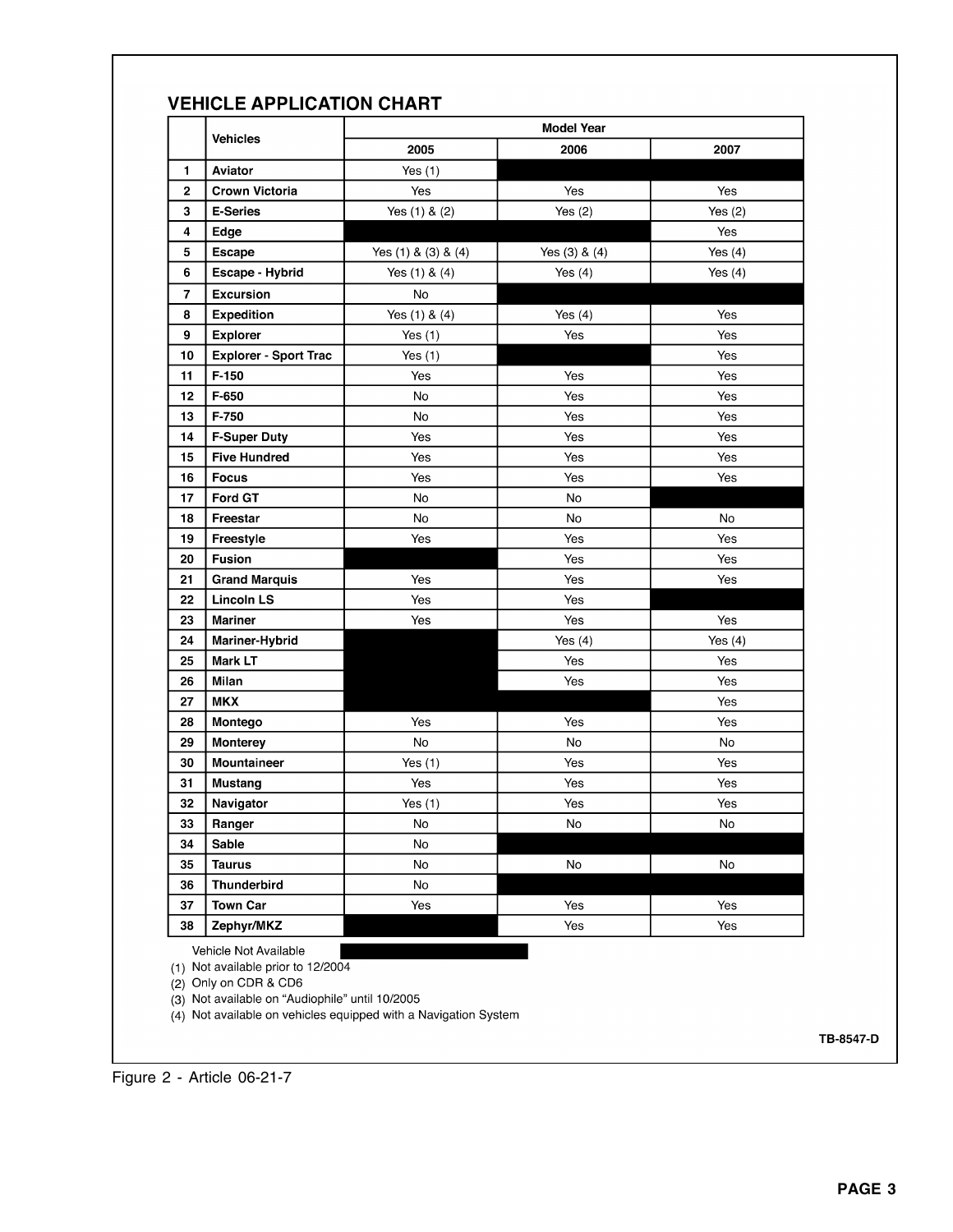## VEHICLE APPLICATION CHART

| | Vehicles | Model Year | | |
|---|---|---|---|---|
| | | 2005 | 2006 | 2007 |
| 1 | Aviator | Yes (1) | | |
| 2 | Crown Victoria | Yes | Yes | Yes |
| 3 | E-Series | Yes (1) & (2) | Yes (2) | Yes (2) |
| 4 | Edge | | | Yes |
| 5 | Escape | Yes (1) & (3) & (4) | Yes (3) & (4) | Yes (4) |
| 6 | Escape - Hybrid | Yes (1) & (4) | Yes (4) | Yes (4) |
| 7 | Excursion | No | | |
| 8 | Expedition | Yes (1) & (4) | Yes (4) | Yes |
| 9 | Explorer | Yes (1) | Yes | Yes |
| 10 | Explorer - Sport Trac | Yes (1) | | Yes |
| 11 | F-150 | Yes | Yes | Yes |
| 12 | F-650 | No | Yes | Yes |
| 13 | F-750 | No | Yes | Yes |
| 14 | F-Super Duty | Yes | Yes | Yes |
| 15 | Five Hundred | Yes | Yes | Yes |
| 16 | Focus | Yes | Yes | Yes |
| 17 | Ford GT | No | No | |
| 18 | Freestar | No | No | No |
| 19 | Freestyle | Yes | Yes | Yes |
| 20 | Fusion | | Yes | Yes |
| 21 | Grand Marquis | Yes | Yes | Yes |
| 22 | Lincoln LS | Yes | Yes | |
| 23 | Mariner | Yes | Yes | Yes |
| 24 | Mariner-Hybrid | | Yes (4) | Yes (4) |
| 25 | Mark LT | | Yes | Yes |
| 26 | Milan | | Yes | Yes |
| 27 | MKX | | | Yes |
| 28 | Montego | Yes | Yes | Yes |
| 29 | Monterey | No | No | No |
| 30 | Mountaineer | Yes (1) | Yes | Yes |
| 31 | Mustang | Yes | Yes | Yes |
| 32 | Navigator | Yes (1) | Yes | Yes |
| 33 | Ranger | No | No | No |
| 34 | Sable | No | | |
| 35 | Taurus | No | No | No |
| 36 | Thunderbird | No | | |
| 37 | Town Car | Yes | Yes | Yes |
| 38 | Zephyr/MKZ | | Yes | Yes |

Vehicle Not Available (blacked-out cells)

(1) Not available prior to 12/2004

(2) Only on CDR & CD6

(3) Not available on "Audiophile" until 10/2005

(4) Not available on vehicles equipped with a Navigation System

TB-8547-D

Figure 2 - Article 06-21-7